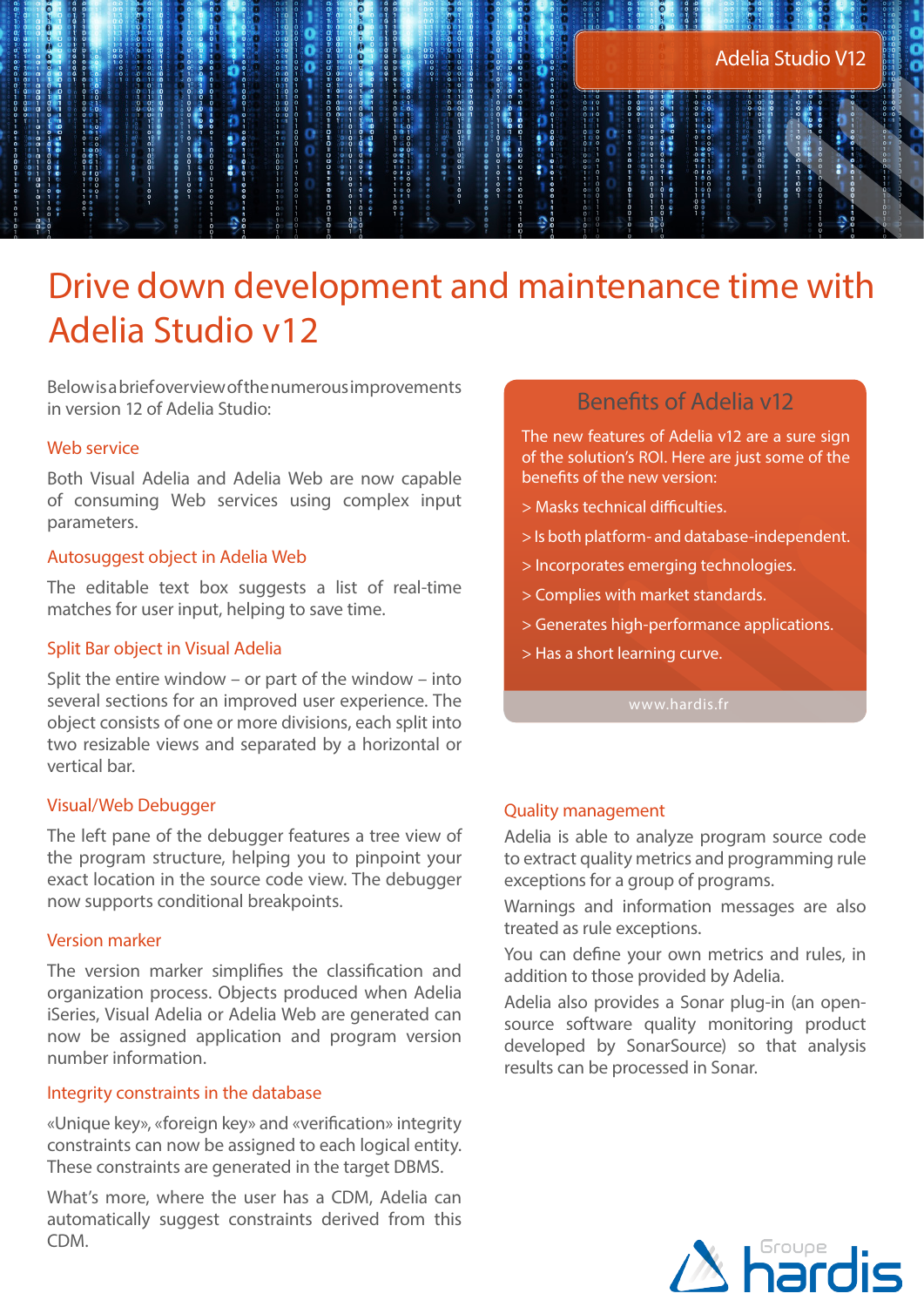Adelia Studio V12

# Drive down development and maintenance time with Adelia Studio v12

Below is a brief overview of the numerous improvements in version 12 of Adelia Studio:

### Web service

Both Visual Adelia and Adelia Web are now capable of consuming Web services using complex input parameters.

### Autosuggest object in Adelia Web

The editable text box suggests a list of real-time matches for user input, helping to save time.

### Split Bar object in Visual Adelia

Split the entire window – or part of the window – into several sections for an improved user experience. The object consists of one or more divisions, each split into two resizable views and separated by a horizontal or vertical bar.

### Visual/Web Debugger

The left pane of the debugger features a tree view of the program structure, helping you to pinpoint your exact location in the source code view. The debugger now supports conditional breakpoints.

### Version marker

The version marker simplifies the classification and organization process. Objects produced when Adelia iSeries, Visual Adelia or Adelia Web are generated can now be assigned application and program version number information.

### Integrity constraints in the database

«Unique key», «foreign key» and «verification» integrity constraints can now be assigned to each logical entity. These constraints are generated in the target DBMS.

What's more, where the user has a CDM, Adelia can automatically suggest constraints derived from this CDM.

## Benefits of Adelia v12

The new features of Adelia v12 are a sure sign of the solution's ROI. Here are just some of the benefits of the new version:

> Masks technical difficulties.

> Is both platform- and database-independent.

> Incorporates emerging technologies.

> Complies with market standards.

> Generates high-performance applications.

> Has a short learning curve.

www.hardis.fr

### Quality management

Adelia is able to analyze program source code to extract quality metrics and programming rule exceptions for a group of programs.

Warnings and information messages are also treated as rule exceptions.

You can define your own metrics and rules, in addition to those provided by Adelia.

Adelia also provides a Sonar plug-in (an open-source software quality monitoring product developed by SonarSource) so that analysis results can be processed in Sonar.

Groupe hardis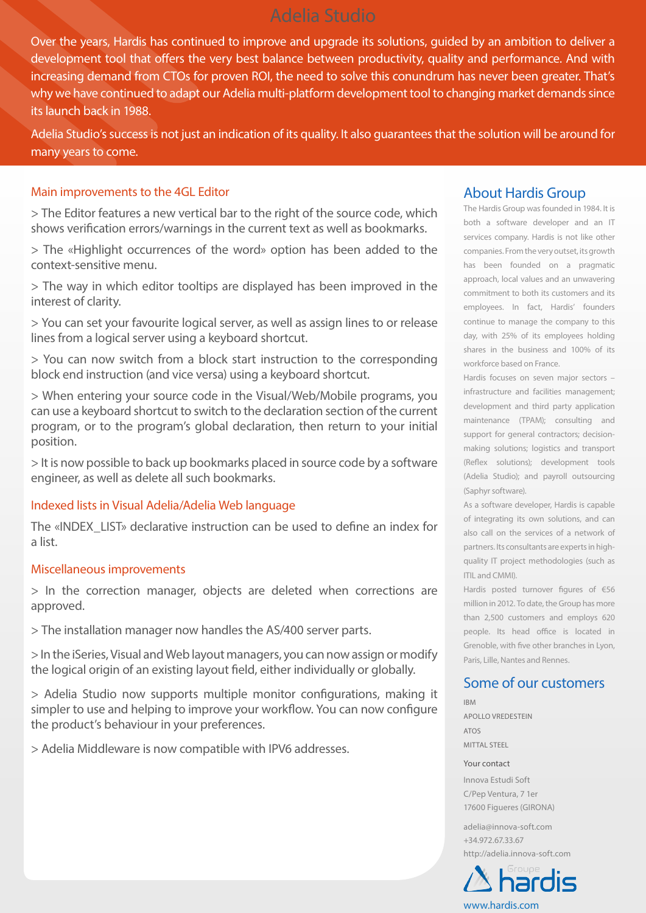# Adelia Studio

Over the years, Hardis has continued to improve and upgrade its solutions, guided by an ambition to deliver a development tool that offers the very best balance between productivity, quality and performance. And with increasing demand from CTOs for proven ROI, the need to solve this conundrum has never been greater. That's why we have continued to adapt our Adelia multi-platform development tool to changing market demands since its launch back in 1988.

Adelia Studio's success is not just an indication of its quality. It also guarantees that the solution will be around for many years to come.

## Main improvements to the 4GL Editor

> The Editor features a new vertical bar to the right of the source code, which shows verification errors/warnings in the current text as well as bookmarks.

> The «Highlight occurrences of the word» option has been added to the context-sensitive menu.

> The way in which editor tooltips are displayed has been improved in the interest of clarity.

> You can set your favourite logical server, as well as assign lines to or release lines from a logical server using a keyboard shortcut.

> You can now switch from a block start instruction to the corresponding block end instruction (and vice versa) using a keyboard shortcut.

> When entering your source code in the Visual/Web/Mobile programs, you can use a keyboard shortcut to switch to the declaration section of the current program, or to the program's global declaration, then return to your initial position.

> It is now possible to back up bookmarks placed in source code by a software engineer, as well as delete all such bookmarks.

## Indexed lists in Visual Adelia/Adelia Web language

The «INDEX_LIST» declarative instruction can be used to define an index for a list.

## Miscellaneous improvements

> In the correction manager, objects are deleted when corrections are approved.

> The installation manager now handles the AS/400 server parts.

> In the iSeries, Visual and Web layout managers, you can now assign or modify the logical origin of an existing layout field, either individually or globally.

> Adelia Studio now supports multiple monitor configurations, making it simpler to use and helping to improve your workflow. You can now configure the product's behaviour in your preferences.

> Adelia Middleware is now compatible with IPV6 addresses.

## About Hardis Group

The Hardis Group was founded in 1984. It is both a software developer and an IT services company. Hardis is not like other companies. From the very outset, its growth has been founded on a pragmatic approach, local values and an unwavering commitment to both its customers and its employees. In fact, Hardis' founders continue to manage the company to this day, with 25% of its employees holding shares in the business and 100% of its workforce based on France.

Hardis focuses on seven major sectors – infrastructure and facilities management; development and third party application maintenance (TPAM); consulting and support for general contractors; decision-making solutions; logistics and transport (Reflex solutions); development tools (Adelia Studio); and payroll outsourcing (Saphyr software).

As a software developer, Hardis is capable of integrating its own solutions, and can also call on the services of a network of partners. Its consultants are experts in high-quality IT project methodologies (such as ITIL and CMMI).

Hardis posted turnover figures of €56 million in 2012. To date, the Group has more than 2,500 customers and employs 620 people. Its head office is located in Grenoble, with five other branches in Lyon, Paris, Lille, Nantes and Rennes.

## Some of our customers

IBM
APOLLO VREDESTEIN
ATOS
MITTAL STEEL

Your contact

Innova Estudi Soft
C/Pep Ventura, 7 1er
17600 Figueres (GIRONA)

adelia@innova-soft.com
+34.972.67.33.67
http://adelia.innova-soft.com

Groupe hardis

www.hardis.com